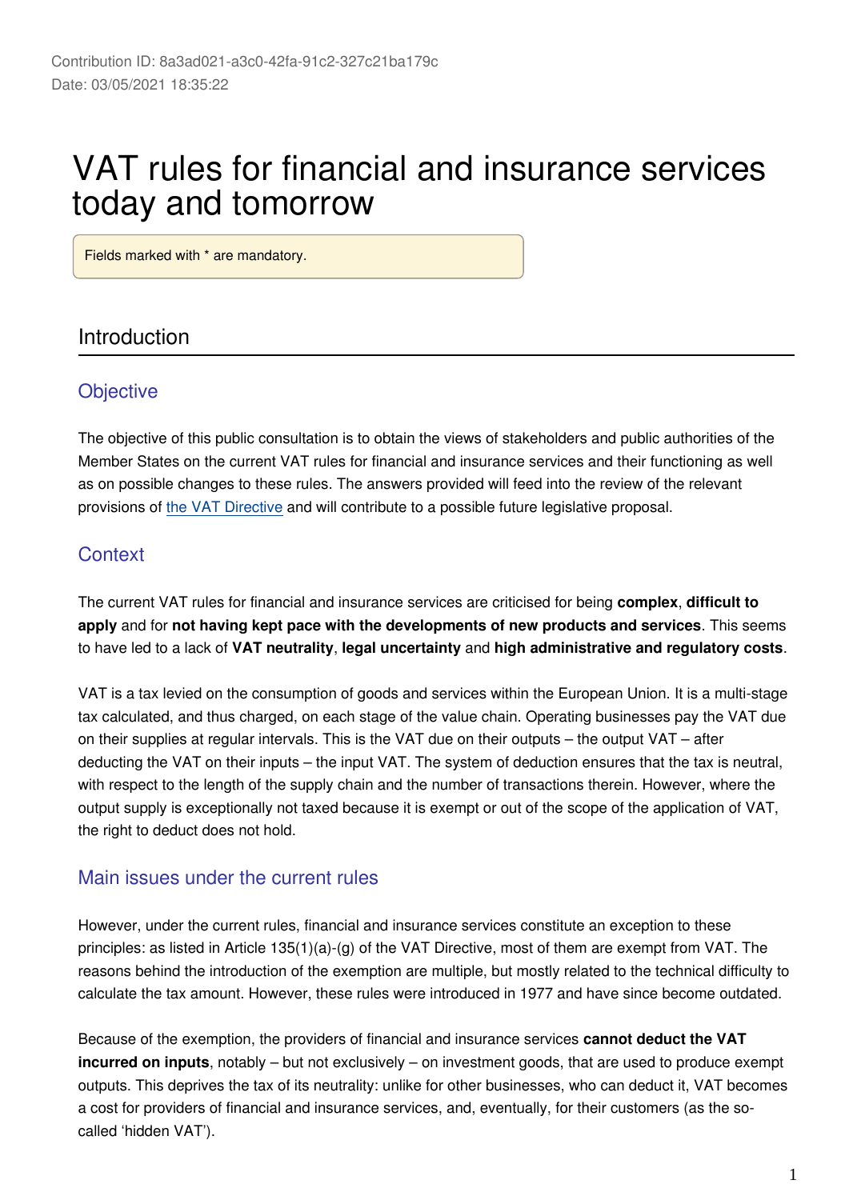Contribution ID: 8a3ad021-a3c0-42fa-91c2-327c21ba179c
Date: 03/05/2021 18:35:22

# VAT rules for financial and insurance services today and tomorrow

Fields marked with * are mandatory.

## Introduction

### Objective

The objective of this public consultation is to obtain the views of stakeholders and public authorities of the Member States on the current VAT rules for financial and insurance services and their functioning as well as on possible changes to these rules. The answers provided will feed into the review of the relevant provisions of the VAT Directive and will contribute to a possible future legislative proposal.

### Context

The current VAT rules for financial and insurance services are criticised for being **complex**, **difficult to apply** and for **not having kept pace with the developments of new products and services**. This seems to have led to a lack of **VAT neutrality**, **legal uncertainty** and **high administrative and regulatory costs**.

VAT is a tax levied on the consumption of goods and services within the European Union. It is a multi-stage tax calculated, and thus charged, on each stage of the value chain. Operating businesses pay the VAT due on their supplies at regular intervals. This is the VAT due on their outputs – the output VAT – after deducting the VAT on their inputs – the input VAT. The system of deduction ensures that the tax is neutral, with respect to the length of the supply chain and the number of transactions therein. However, where the output supply is exceptionally not taxed because it is exempt or out of the scope of the application of VAT, the right to deduct does not hold.

### Main issues under the current rules

However, under the current rules, financial and insurance services constitute an exception to these principles: as listed in Article 135(1)(a)-(g) of the VAT Directive, most of them are exempt from VAT. The reasons behind the introduction of the exemption are multiple, but mostly related to the technical difficulty to calculate the tax amount. However, these rules were introduced in 1977 and have since become outdated.

Because of the exemption, the providers of financial and insurance services **cannot deduct the VAT incurred on inputs**, notably – but not exclusively – on investment goods, that are used to produce exempt outputs. This deprives the tax of its neutrality: unlike for other businesses, who can deduct it, VAT becomes a cost for providers of financial and insurance services, and, eventually, for their customers (as the so-called 'hidden VAT').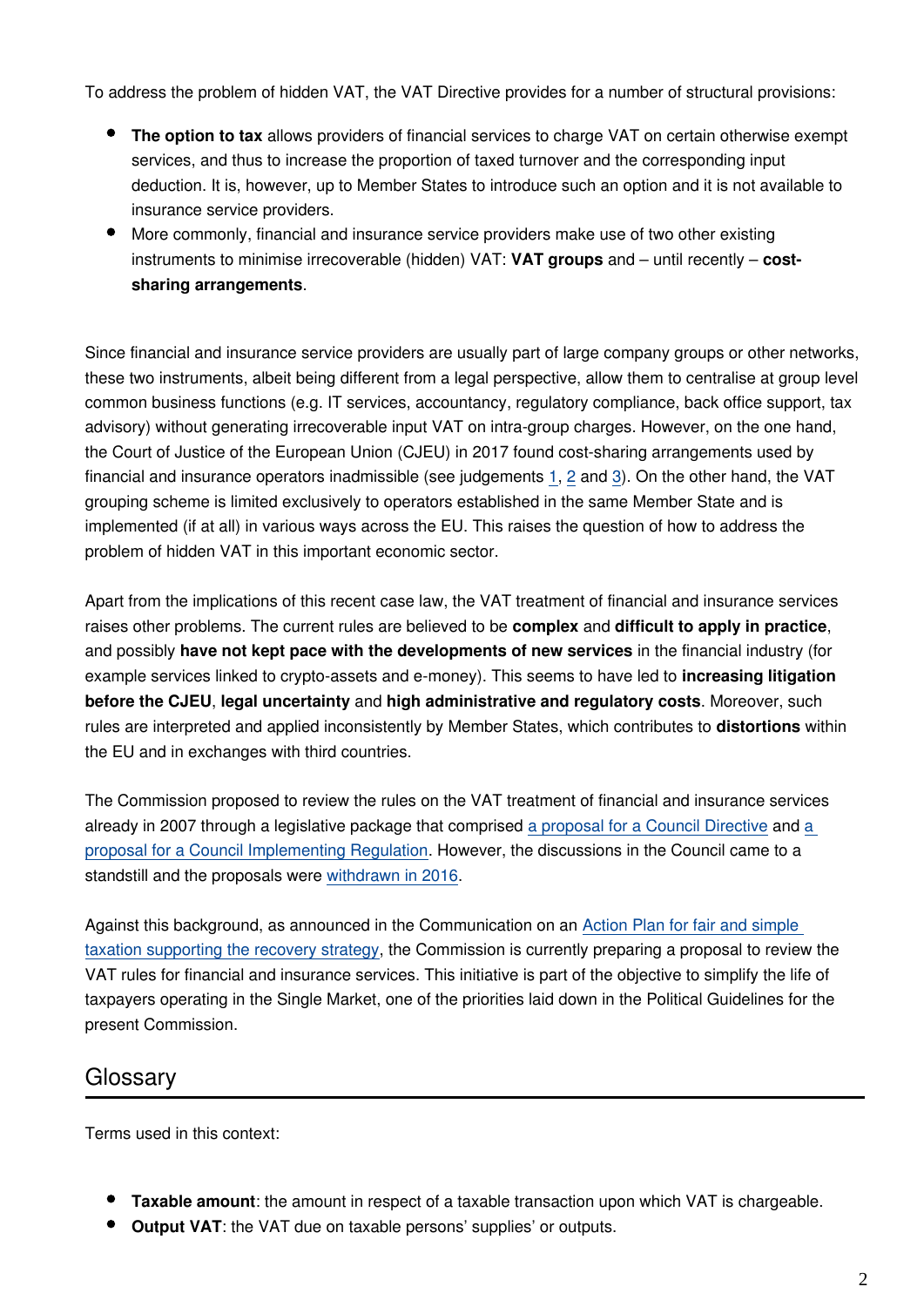To address the problem of hidden VAT, the VAT Directive provides for a number of structural provisions:

- **The option to tax** allows providers of financial services to charge VAT on certain otherwise exempt services, and thus to increase the proportion of taxed turnover and the corresponding input deduction. It is, however, up to Member States to introduce such an option and it is not available to insurance service providers.
- More commonly, financial and insurance service providers make use of two other existing instruments to minimise irrecoverable (hidden) VAT: **VAT groups** and – until recently – **cost-sharing arrangements**.

Since financial and insurance service providers are usually part of large company groups or other networks, these two instruments, albeit being different from a legal perspective, allow them to centralise at group level common business functions (e.g. IT services, accountancy, regulatory compliance, back office support, tax advisory) without generating irrecoverable input VAT on intra-group charges. However, on the one hand, the Court of Justice of the European Union (CJEU) in 2017 found cost-sharing arrangements used by financial and insurance operators inadmissible (see judgements 1, 2 and 3). On the other hand, the VAT grouping scheme is limited exclusively to operators established in the same Member State and is implemented (if at all) in various ways across the EU. This raises the question of how to address the problem of hidden VAT in this important economic sector.

Apart from the implications of this recent case law, the VAT treatment of financial and insurance services raises other problems. The current rules are believed to be **complex** and **difficult to apply in practice**, and possibly **have not kept pace with the developments of new services** in the financial industry (for example services linked to crypto-assets and e-money). This seems to have led to **increasing litigation before the CJEU**, **legal uncertainty** and **high administrative and regulatory costs**. Moreover, such rules are interpreted and applied inconsistently by Member States, which contributes to **distortions** within the EU and in exchanges with third countries.

The Commission proposed to review the rules on the VAT treatment of financial and insurance services already in 2007 through a legislative package that comprised a proposal for a Council Directive and a proposal for a Council Implementing Regulation. However, the discussions in the Council came to a standstill and the proposals were withdrawn in 2016.

Against this background, as announced in the Communication on an Action Plan for fair and simple taxation supporting the recovery strategy, the Commission is currently preparing a proposal to review the VAT rules for financial and insurance services. This initiative is part of the objective to simplify the life of taxpayers operating in the Single Market, one of the priorities laid down in the Political Guidelines for the present Commission.

## Glossary

Terms used in this context:

- **Taxable amount**: the amount in respect of a taxable transaction upon which VAT is chargeable.
- **Output VAT**: the VAT due on taxable persons' supplies' or outputs.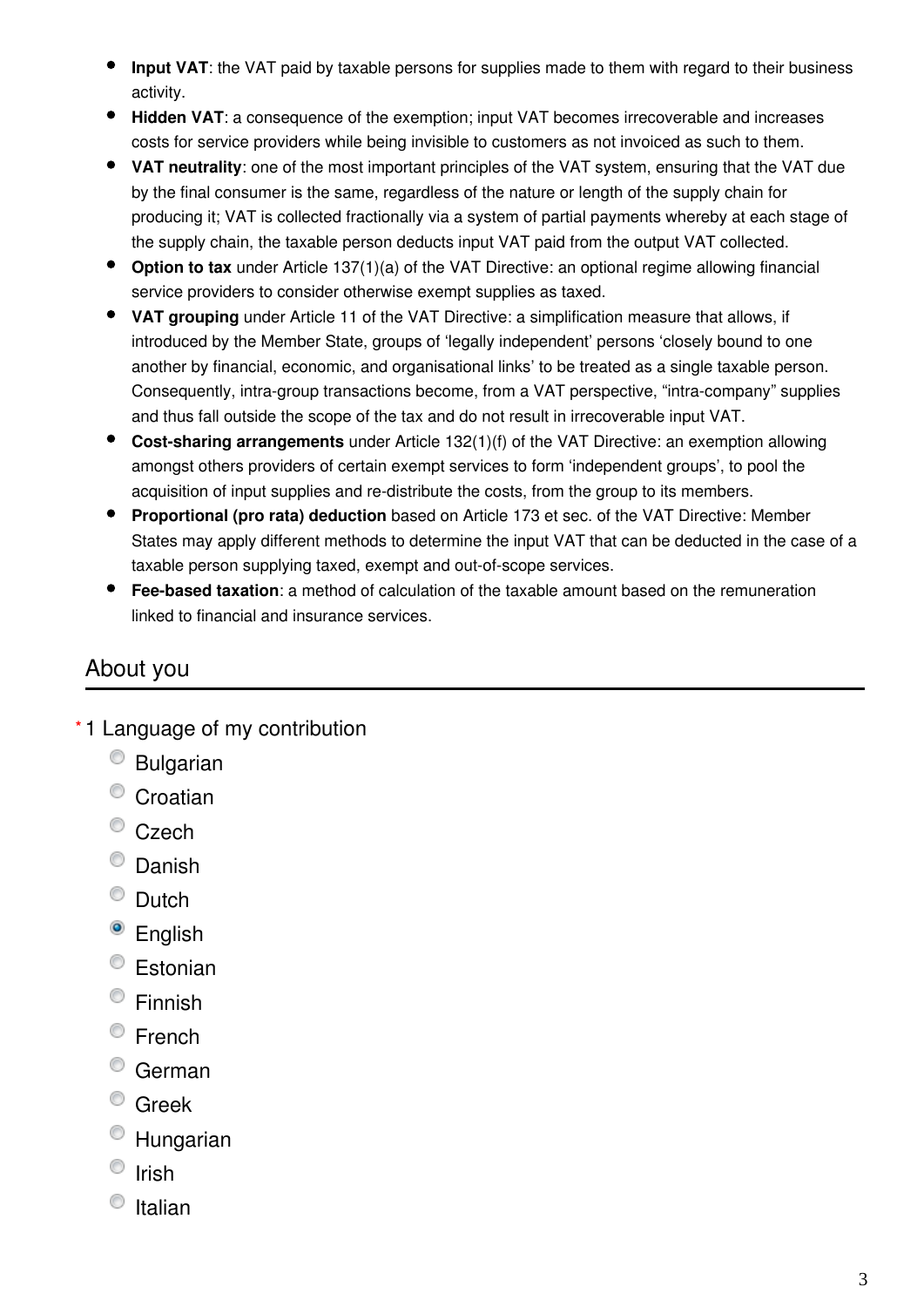- **Input VAT**: the VAT paid by taxable persons for supplies made to them with regard to their business activity.
- **Hidden VAT**: a consequence of the exemption; input VAT becomes irrecoverable and increases costs for service providers while being invisible to customers as not invoiced as such to them.
- **VAT neutrality**: one of the most important principles of the VAT system, ensuring that the VAT due by the final consumer is the same, regardless of the nature or length of the supply chain for producing it; VAT is collected fractionally via a system of partial payments whereby at each stage of the supply chain, the taxable person deducts input VAT paid from the output VAT collected.
- **Option to tax** under Article 137(1)(a) of the VAT Directive: an optional regime allowing financial service providers to consider otherwise exempt supplies as taxed.
- **VAT grouping** under Article 11 of the VAT Directive: a simplification measure that allows, if introduced by the Member State, groups of 'legally independent' persons 'closely bound to one another by financial, economic, and organisational links' to be treated as a single taxable person. Consequently, intra-group transactions become, from a VAT perspective, "intra-company" supplies and thus fall outside the scope of the tax and do not result in irrecoverable input VAT.
- **Cost-sharing arrangements** under Article 132(1)(f) of the VAT Directive: an exemption allowing amongst others providers of certain exempt services to form 'independent groups', to pool the acquisition of input supplies and re-distribute the costs, from the group to its members.
- **Proportional (pro rata) deduction** based on Article 173 et sec. of the VAT Directive: Member States may apply different methods to determine the input VAT that can be deducted in the case of a taxable person supplying taxed, exempt and out-of-scope services.
- **Fee-based taxation**: a method of calculation of the taxable amount based on the remuneration linked to financial and insurance services.

## About you

*1 Language of my contribution

- ○ Bulgarian
- ○ Croatian
- ○ Czech
- ○ Danish
- ○ Dutch
- ● English
- ○ Estonian
- ○ Finnish
- ○ French
- ○ German
- ○ Greek
- ○ Hungarian
- ○ Irish
- ○ Italian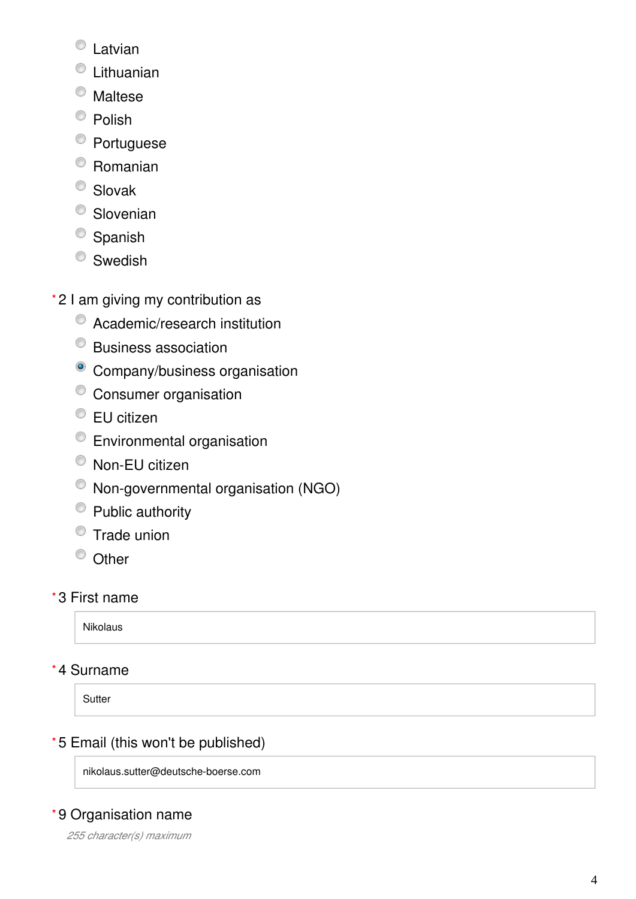- Latvian
- Lithuanian
- Maltese
- Polish
- Portuguese
- Romanian
- Slovak
- Slovenian
- Spanish
- Swedish

*2 I am giving my contribution as

- Academic/research institution
- Business association
- (x) Company/business organisation
- Consumer organisation
- EU citizen
- Environmental organisation
- Non-EU citizen
- Non-governmental organisation (NGO)
- Public authority
- Trade union
- Other

*3 First name

Nikolaus

*4 Surname

Sutter

*5 Email (this won't be published)

nikolaus.sutter@deutsche-boerse.com

*9 Organisation name

*255 character(s) maximum*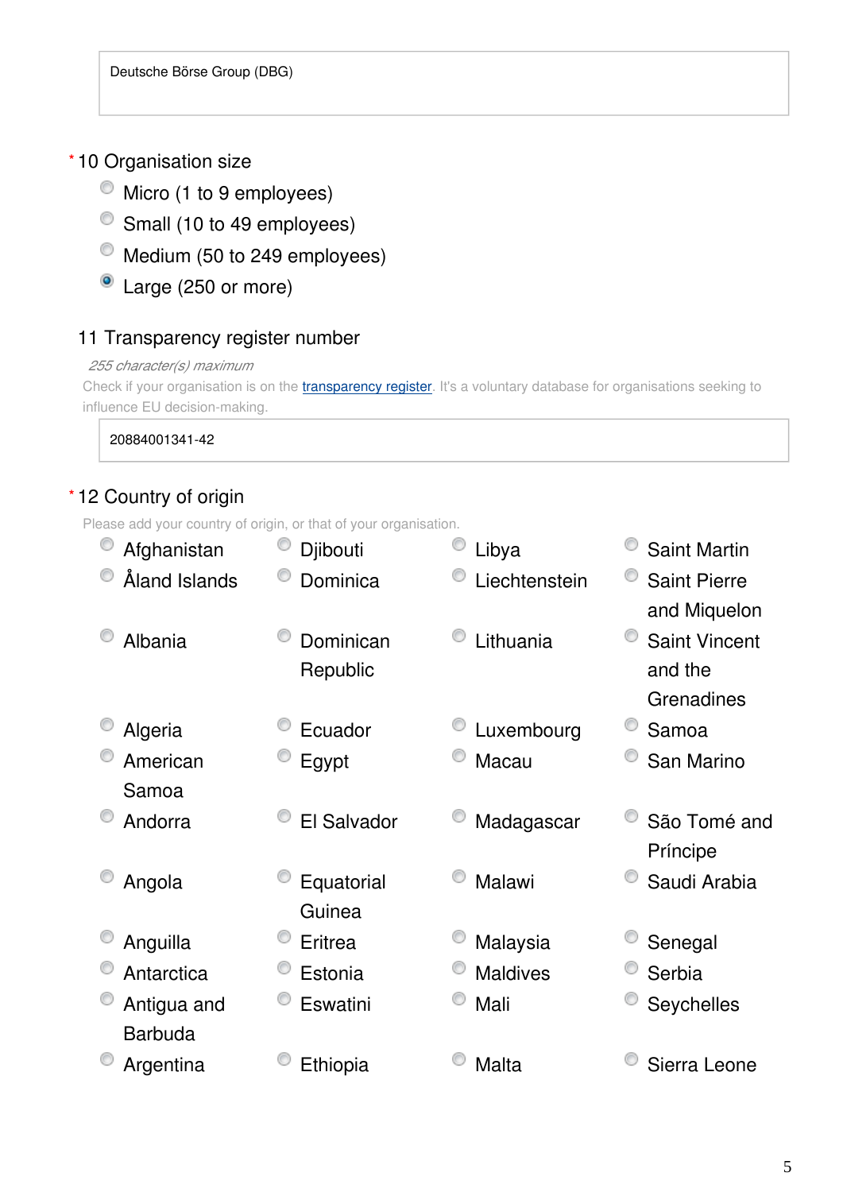Deutsche Börse Group (DBG)

\* 10 Organisation size

- ◯ Micro (1 to 9 employees)
- ◯ Small (10 to 49 employees)
- ◯ Medium (50 to 249 employees)
- ◉ Large (250 or more)

11 Transparency register number

*255 character(s) maximum*

Check if your organisation is on the [transparency register](). It's a voluntary database for organisations seeking to influence EU decision-making.

20884001341-42

\* 12 Country of origin

Please add your country of origin, or that of your organisation.

- ◯ Afghanistan
- ◯ Åland Islands
- ◯ Albania
- ◯ Algeria
- ◯ American Samoa
- ◯ Andorra
- ◯ Angola
- ◯ Anguilla
- ◯ Antarctica
- ◯ Antigua and Barbuda
- ◯ Argentina
- ◯ Djibouti
- ◯ Dominica
- ◯ Dominican Republic
- ◯ Ecuador
- ◯ Egypt
- ◯ El Salvador
- ◯ Equatorial Guinea
- ◯ Eritrea
- ◯ Estonia
- ◯ Eswatini
- ◯ Ethiopia
- ◯ Libya
- ◯ Liechtenstein
- ◯ Lithuania
- ◯ Luxembourg
- ◯ Macau
- ◯ Madagascar
- ◯ Malawi
- ◯ Malaysia
- ◯ Maldives
- ◯ Mali
- ◯ Malta
- ◯ Saint Martin
- ◯ Saint Pierre and Miquelon
- ◯ Saint Vincent and the Grenadines
- ◯ Samoa
- ◯ San Marino
- ◯ São Tomé and Príncipe
- ◯ Saudi Arabia
- ◯ Senegal
- ◯ Serbia
- ◯ Seychelles
- ◯ Sierra Leone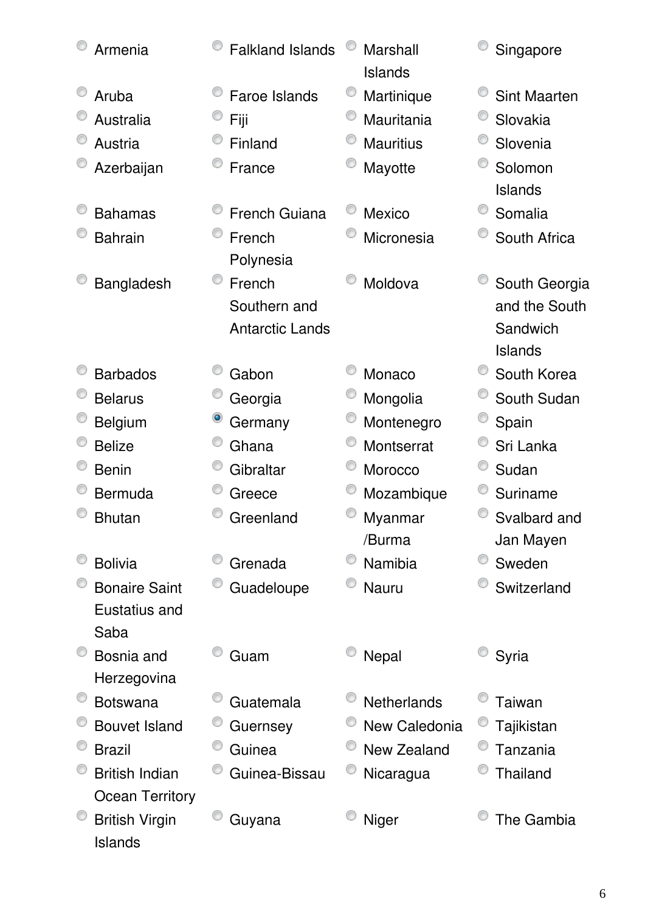- ○ Armenia
- ○ Aruba
- ○ Australia
- ○ Austria
- ○ Azerbaijan
- ○ Bahamas
- ○ Bahrain
- ○ Bangladesh
- ○ Barbados
- ○ Belarus
- ○ Belgium
- ○ Belize
- ○ Benin
- ○ Bermuda
- ○ Bhutan
- ○ Bolivia
- ○ Bonaire Saint Eustatius and Saba
- ○ Bosnia and Herzegovina
- ○ Botswana
- ○ Bouvet Island
- ○ Brazil
- ○ British Indian Ocean Territory
- ○ British Virgin Islands
- ○ Falkland Islands
- ○ Faroe Islands
- ○ Fiji
- ○ Finland
- ○ France
- ○ French Guiana
- ○ French Polynesia
- ○ French Southern and Antarctic Lands
- ○ Gabon
- ○ Georgia
- ● Germany
- ○ Ghana
- ○ Gibraltar
- ○ Greece
- ○ Greenland
- ○ Grenada
- ○ Guadeloupe
- ○ Guam
- ○ Guatemala
- ○ Guernsey
- ○ Guinea
- ○ Guinea-Bissau
- ○ Guyana
- ○ Marshall Islands
- ○ Martinique
- ○ Mauritania
- ○ Mauritius
- ○ Mayotte
- ○ Mexico
- ○ Micronesia
- ○ Moldova
- ○ Monaco
- ○ Mongolia
- ○ Montenegro
- ○ Montserrat
- ○ Morocco
- ○ Mozambique
- ○ Myanmar /Burma
- ○ Namibia
- ○ Nauru
- ○ Nepal
- ○ Netherlands
- ○ New Caledonia
- ○ New Zealand
- ○ Nicaragua
- ○ Niger
- ○ Singapore
- ○ Sint Maarten
- ○ Slovakia
- ○ Slovenia
- ○ Solomon Islands
- ○ Somalia
- ○ South Africa
- ○ South Georgia and the South Sandwich Islands
- ○ South Korea
- ○ South Sudan
- ○ Spain
- ○ Sri Lanka
- ○ Sudan
- ○ Suriname
- ○ Svalbard and Jan Mayen
- ○ Sweden
- ○ Switzerland
- ○ Syria
- ○ Taiwan
- ○ Tajikistan
- ○ Tanzania
- ○ Thailand
- ○ The Gambia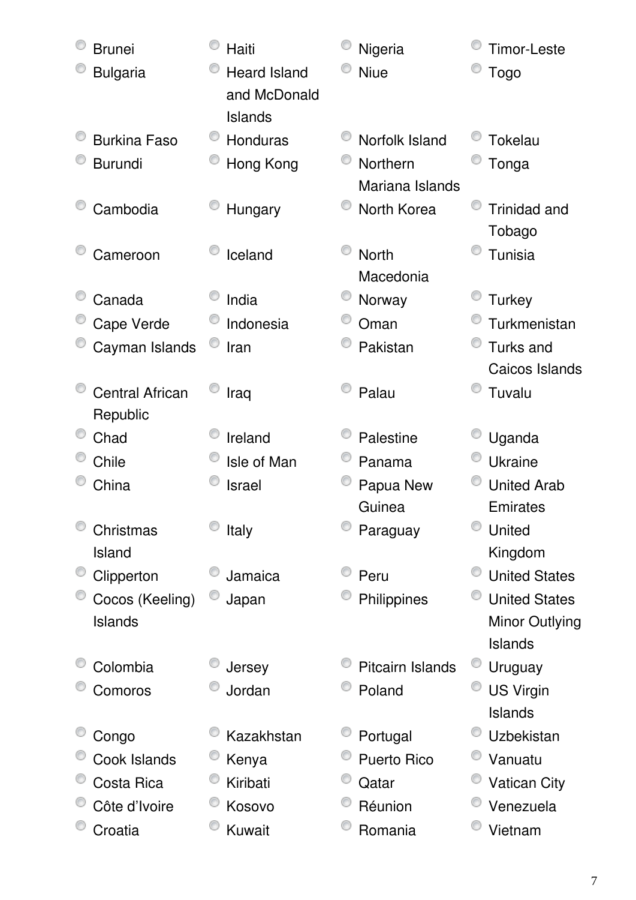- Brunei
- Bulgaria
- Burkina Faso
- Burundi
- Cambodia
- Cameroon
- Canada
- Cape Verde
- Cayman Islands
- Central African Republic
- Chad
- Chile
- China
- Christmas Island
- Clipperton
- Cocos (Keeling) Islands
- Colombia
- Comoros
- Congo
- Cook Islands
- Costa Rica
- Côte d’Ivoire
- Croatia
- Haiti
- Heard Island and McDonald Islands
- Honduras
- Hong Kong
- Hungary
- Iceland
- India
- Indonesia
- Iran
- Iraq
- Ireland
- Isle of Man
- Israel
- Italy
- Jamaica
- Japan
- Jersey
- Jordan
- Kazakhstan
- Kenya
- Kiribati
- Kosovo
- Kuwait
- Nigeria
- Niue
- Norfolk Island
- Northern Mariana Islands
- North Korea
- North Macedonia
- Norway
- Oman
- Pakistan
- Palau
- Palestine
- Panama
- Papua New Guinea
- Paraguay
- Peru
- Philippines
- Pitcairn Islands
- Poland
- Portugal
- Puerto Rico
- Qatar
- Réunion
- Romania
- Timor-Leste
- Togo
- Tokelau
- Tonga
- Trinidad and Tobago
- Tunisia
- Turkey
- Turkmenistan
- Turks and Caicos Islands
- Tuvalu
- Uganda
- Ukraine
- United Arab Emirates
- United Kingdom
- United States
- United States Minor Outlying Islands
- Uruguay
- US Virgin Islands
- Uzbekistan
- Vanuatu
- Vatican City
- Venezuela
- Vietnam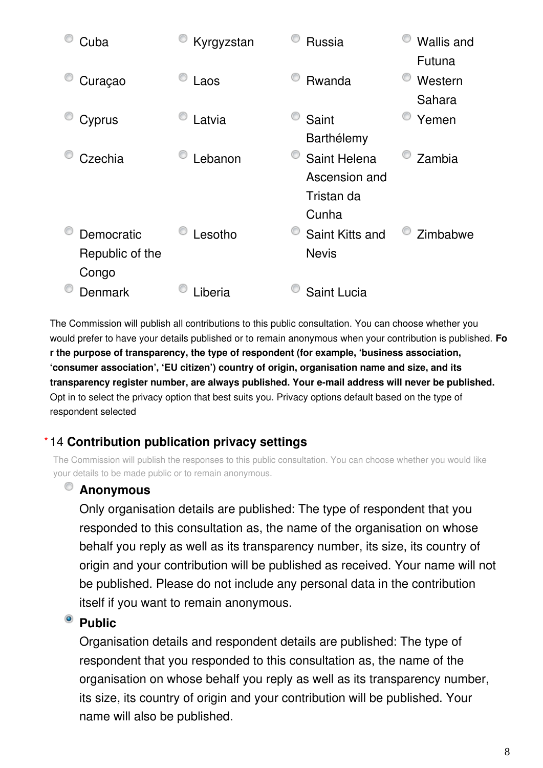- Cuba
- Curaçao
- Cyprus
- Czechia
- Democratic Republic of the Congo
- Denmark
- Kyrgyzstan
- Laos
- Latvia
- Lebanon
- Lesotho
- Liberia
- Russia
- Rwanda
- Saint Barthélemy
- Saint Helena Ascension and Tristan da Cunha
- Saint Kitts and Nevis
- Saint Lucia
- Wallis and Futuna
- Western Sahara
- Yemen
- Zambia
- Zimbabwe

The Commission will publish all contributions to this public consultation. You can choose whether you would prefer to have your details published or to remain anonymous when your contribution is published. **For the purpose of transparency, the type of respondent (for example, 'business association, 'consumer association', 'EU citizen') country of origin, organisation name and size, and its transparency register number, are always published. Your e-mail address will never be published.** Opt in to select the privacy option that best suits you. Privacy options default based on the type of respondent selected

*14 **Contribution publication privacy settings**

The Commission will publish the responses to this public consultation. You can choose whether you would like your details to be made public or to remain anonymous.

- **Anonymous**
  Only organisation details are published: The type of respondent that you responded to this consultation as, the name of the organisation on whose behalf you reply as well as its transparency number, its size, its country of origin and your contribution will be published as received. Your name will not be published. Please do not include any personal data in the contribution itself if you want to remain anonymous.
- [x] **Public**
  Organisation details and respondent details are published: The type of respondent that you responded to this consultation as, the name of the organisation on whose behalf you reply as well as its transparency number, its size, its country of origin and your contribution will be published. Your name will also be published.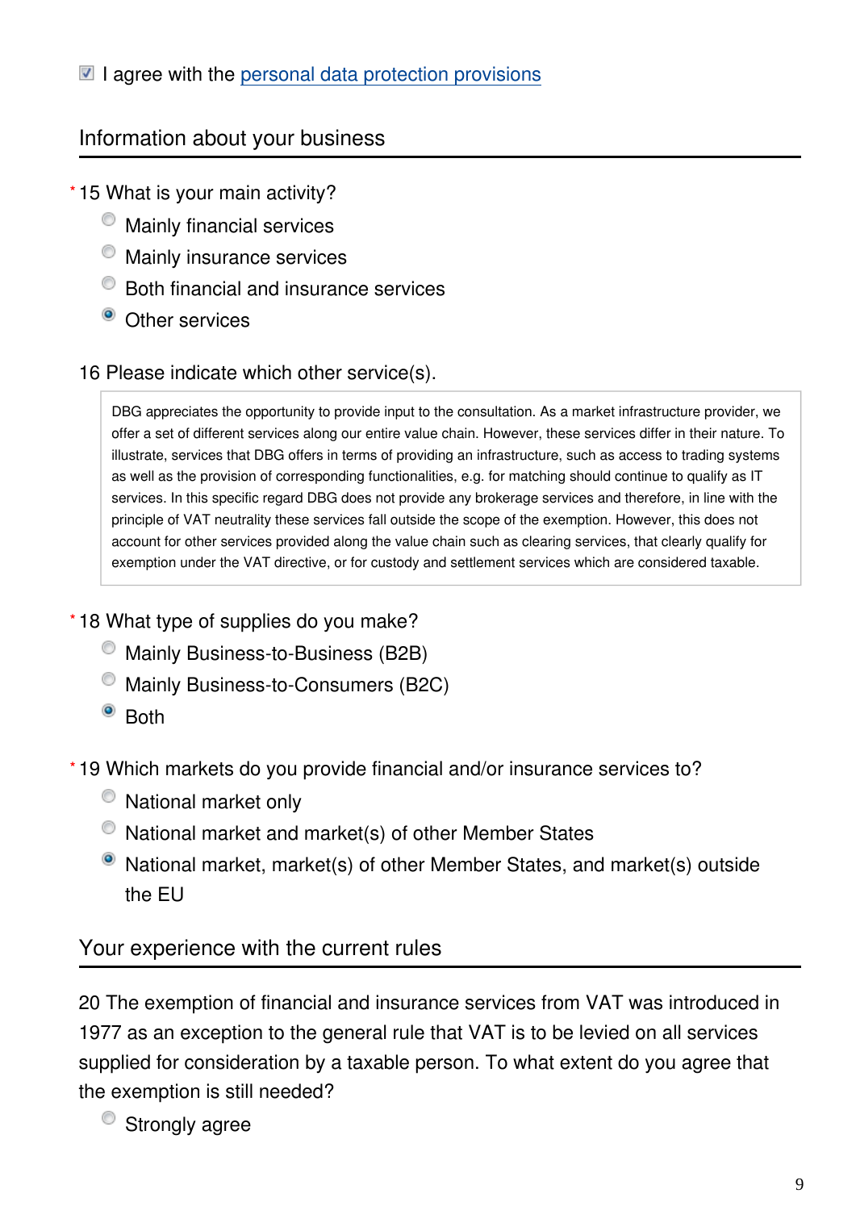- [x] I agree with the personal data protection provisions

## Information about your business

*15 What is your main activity?

- ( ) Mainly financial services
- ( ) Mainly insurance services
- ( ) Both financial and insurance services
- (•) Other services

16 Please indicate which other service(s).

> DBG appreciates the opportunity to provide input to the consultation. As a market infrastructure provider, we offer a set of different services along our entire value chain. However, these services differ in their nature. To illustrate, services that DBG offers in terms of providing an infrastructure, such as access to trading systems as well as the provision of corresponding functionalities, e.g. for matching should continue to qualify as IT services. In this specific regard DBG does not provide any brokerage services and therefore, in line with the principle of VAT neutrality these services fall outside the scope of the exemption. However, this does not account for other services provided along the value chain such as clearing services, that clearly qualify for exemption under the VAT directive, or for custody and settlement services which are considered taxable.

*18 What type of supplies do you make?

- ( ) Mainly Business-to-Business (B2B)
- ( ) Mainly Business-to-Consumers (B2C)
- (•) Both

*19 Which markets do you provide financial and/or insurance services to?

- ( ) National market only
- ( ) National market and market(s) of other Member States
- (•) National market, market(s) of other Member States, and market(s) outside the EU

## Your experience with the current rules

20 The exemption of financial and insurance services from VAT was introduced in 1977 as an exception to the general rule that VAT is to be levied on all services supplied for consideration by a taxable person. To what extent do you agree that the exemption is still needed?

- ( ) Strongly agree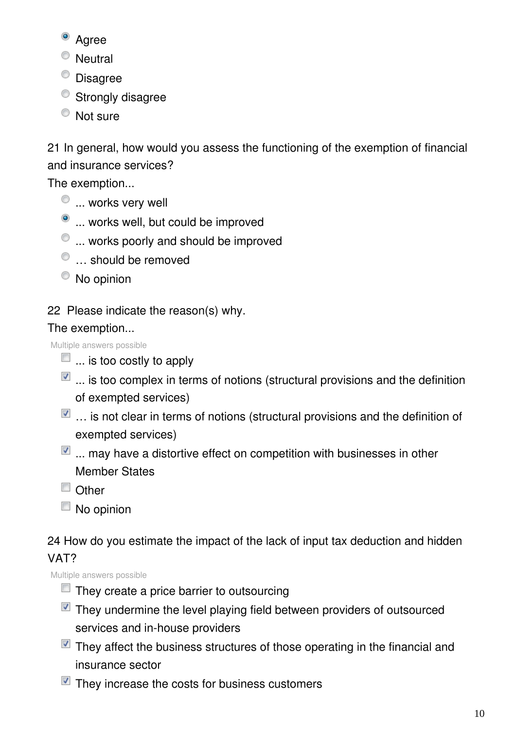- (x) Agree
- ( ) Neutral
- ( ) Disagree
- ( ) Strongly disagree
- ( ) Not sure

21 In general, how would you assess the functioning of the exemption of financial and insurance services?

The exemption...

- ( ) ... works very well
- (x) ... works well, but could be improved
- ( ) ... works poorly and should be improved
- ( ) … should be removed
- ( ) No opinion

22 Please indicate the reason(s) why.

The exemption...

Multiple answers possible

- [ ] ... is too costly to apply
- [x] ... is too complex in terms of notions (structural provisions and the definition of exempted services)
- [x] … is not clear in terms of notions (structural provisions and the definition of exempted services)
- [x] ... may have a distortive effect on competition with businesses in other Member States
- [ ] Other
- [ ] No opinion

24 How do you estimate the impact of the lack of input tax deduction and hidden VAT?

Multiple answers possible

- [ ] They create a price barrier to outsourcing
- [x] They undermine the level playing field between providers of outsourced services and in-house providers
- [x] They affect the business structures of those operating in the financial and insurance sector
- [x] They increase the costs for business customers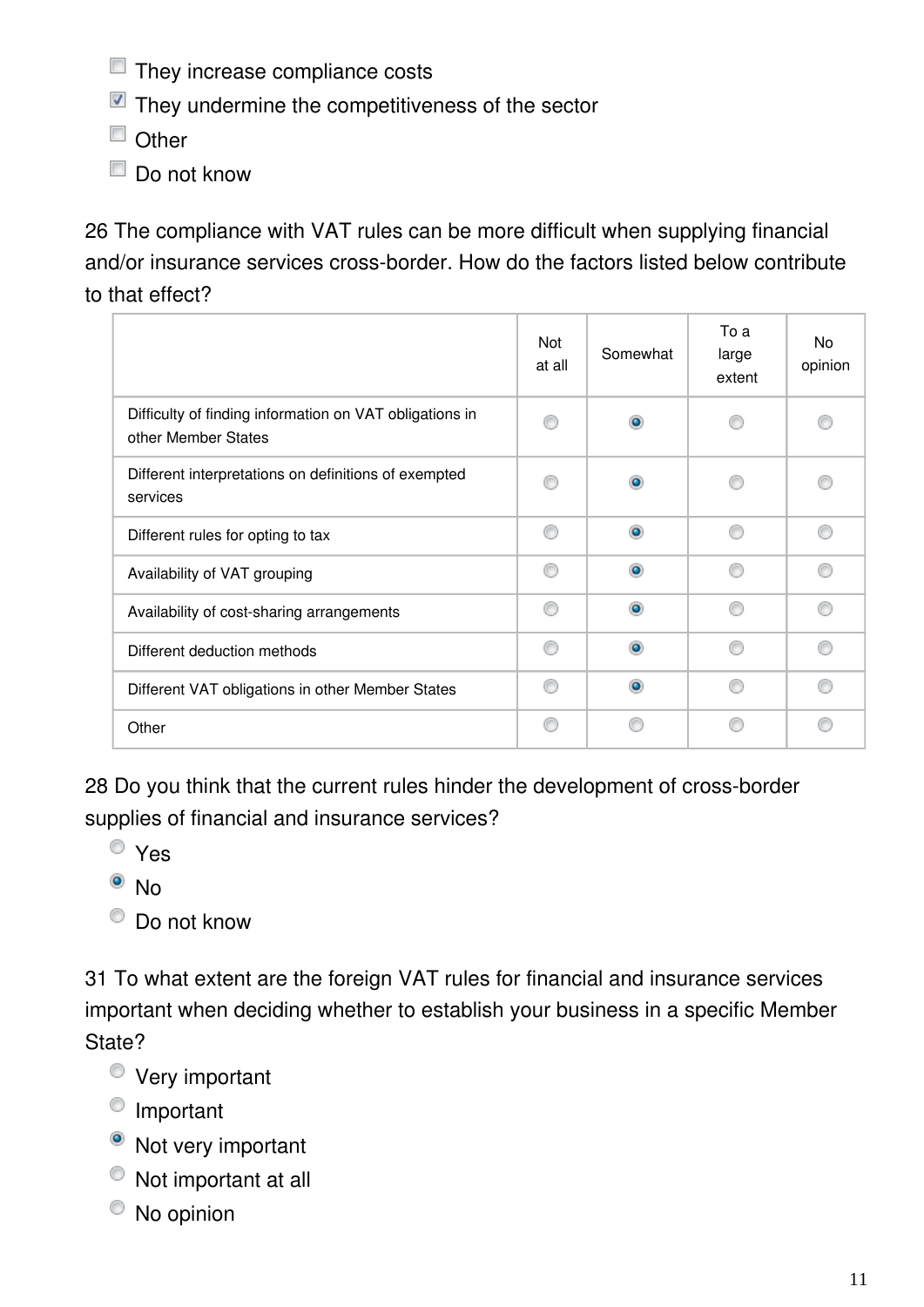- [ ] They increase compliance costs
- [x] They undermine the competitiveness of the sector
- [ ] Other
- [ ] Do not know

26 The compliance with VAT rules can be more difficult when supplying financial and/or insurance services cross-border. How do the factors listed below contribute to that effect?

| | Not at all | Somewhat | To a large extent | No opinion |
|---|---|---|---|---|
| Difficulty of finding information on VAT obligations in other Member States | ○ | ● | ○ | ○ |
| Different interpretations on definitions of exempted services | ○ | ● | ○ | ○ |
| Different rules for opting to tax | ○ | ● | ○ | ○ |
| Availability of VAT grouping | ○ | ● | ○ | ○ |
| Availability of cost-sharing arrangements | ○ | ● | ○ | ○ |
| Different deduction methods | ○ | ● | ○ | ○ |
| Different VAT obligations in other Member States | ○ | ● | ○ | ○ |
| Other | ○ | ○ | ○ | ○ |

28 Do you think that the current rules hinder the development of cross-border supplies of financial and insurance services?

- ○ Yes
- ● No
- ○ Do not know

31 To what extent are the foreign VAT rules for financial and insurance services important when deciding whether to establish your business in a specific Member State?

- ○ Very important
- ○ Important
- ● Not very important
- ○ Not important at all
- ○ No opinion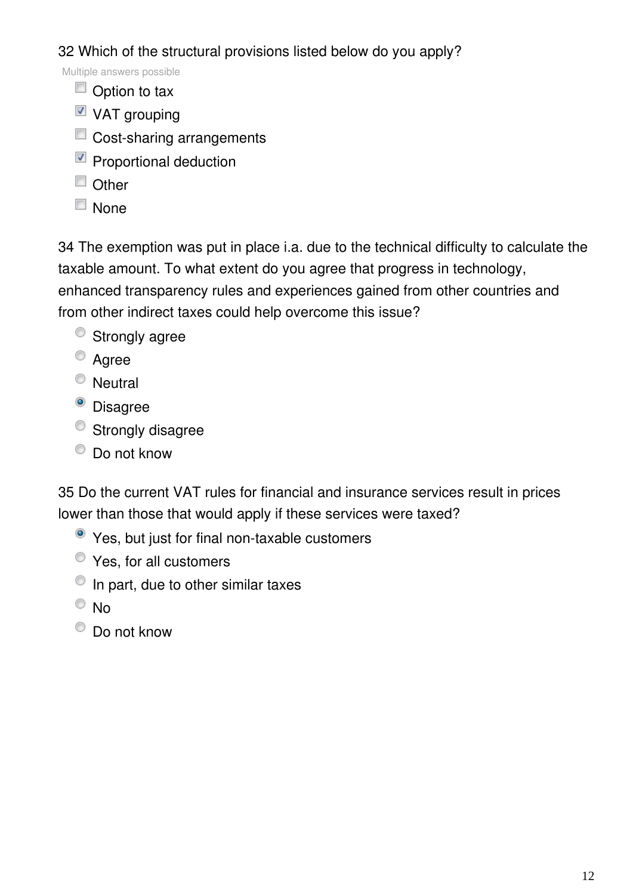32 Which of the structural provisions listed below do you apply?

Multiple answers possible

- [ ] Option to tax
- [x] VAT grouping
- [ ] Cost-sharing arrangements
- [x] Proportional deduction
- [ ] Other
- [ ] None

34 The exemption was put in place i.a. due to the technical difficulty to calculate the taxable amount. To what extent do you agree that progress in technology, enhanced transparency rules and experiences gained from other countries and from other indirect taxes could help overcome this issue?

- ○ Strongly agree
- ○ Agree
- ○ Neutral
- ● Disagree
- ○ Strongly disagree
- ○ Do not know

35 Do the current VAT rules for financial and insurance services result in prices lower than those that would apply if these services were taxed?

- ● Yes, but just for final non-taxable customers
- ○ Yes, for all customers
- ○ In part, due to other similar taxes
- ○ No
- ○ Do not know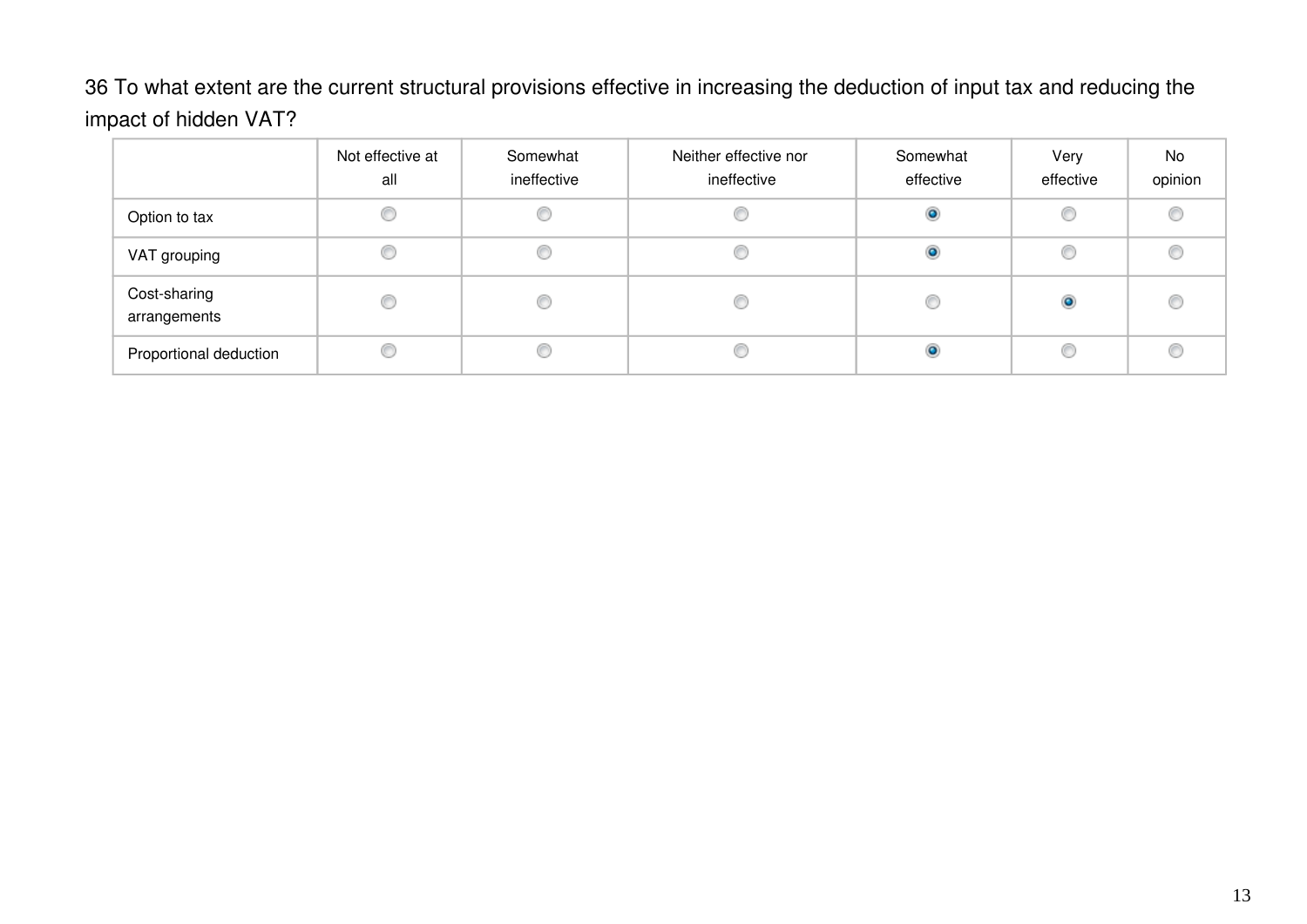36 To what extent are the current structural provisions effective in increasing the deduction of input tax and reducing the impact of hidden VAT?

| | Not effective at all | Somewhat ineffective | Neither effective nor ineffective | Somewhat effective | Very effective | No opinion |
|---|---|---|---|---|---|---|
| Option to tax | ○ | ○ | ○ | ● | ○ | ○ |
| VAT grouping | ○ | ○ | ○ | ● | ○ | ○ |
| Cost-sharing arrangements | ○ | ○ | ○ | ○ | ● | ○ |
| Proportional deduction | ○ | ○ | ○ | ● | ○ | ○ |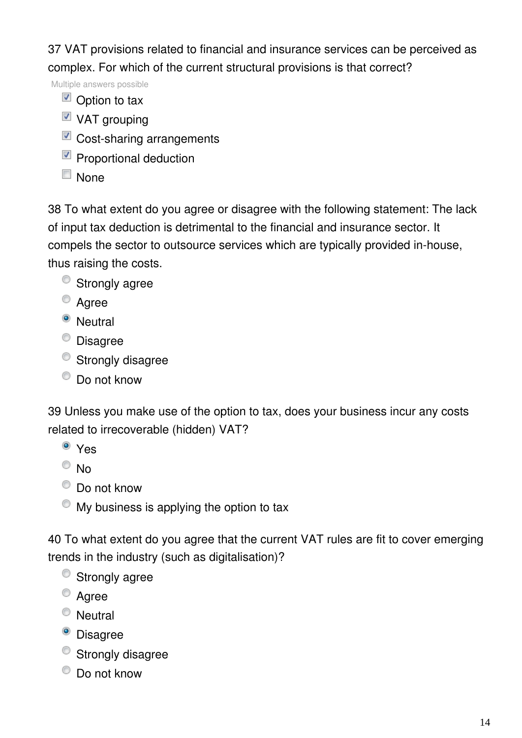37 VAT provisions related to financial and insurance services can be perceived as complex. For which of the current structural provisions is that correct?

Multiple answers possible

- [x] Option to tax
- [x] VAT grouping
- [x] Cost-sharing arrangements
- [x] Proportional deduction
- [ ] None

38 To what extent do you agree or disagree with the following statement: The lack of input tax deduction is detrimental to the financial and insurance sector. It compels the sector to outsource services which are typically provided in-house, thus raising the costs.

- ○ Strongly agree
- ○ Agree
- ● Neutral
- ○ Disagree
- ○ Strongly disagree
- ○ Do not know

39 Unless you make use of the option to tax, does your business incur any costs related to irrecoverable (hidden) VAT?

- ● Yes
- ○ No
- ○ Do not know
- ○ My business is applying the option to tax

40 To what extent do you agree that the current VAT rules are fit to cover emerging trends in the industry (such as digitalisation)?

- ○ Strongly agree
- ○ Agree
- ○ Neutral
- ● Disagree
- ○ Strongly disagree
- ○ Do not know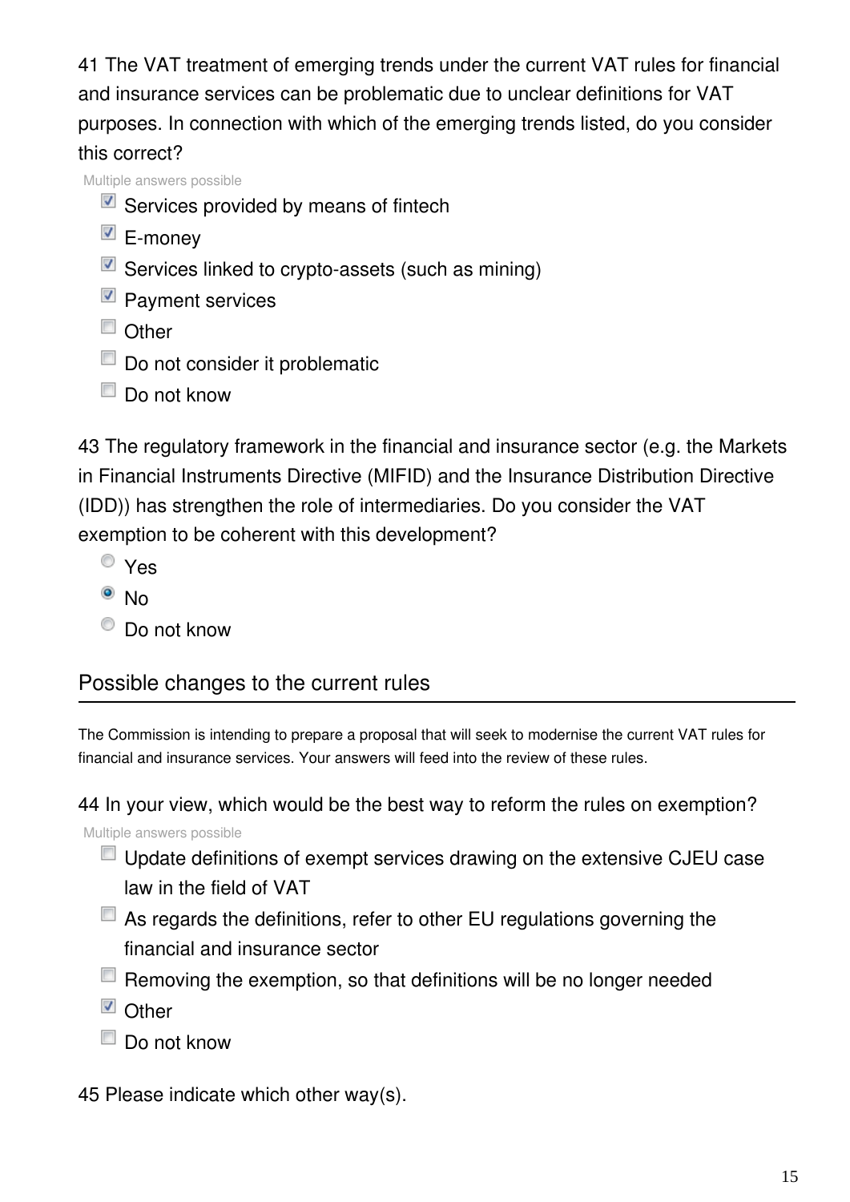41 The VAT treatment of emerging trends under the current VAT rules for financial and insurance services can be problematic due to unclear definitions for VAT purposes. In connection with which of the emerging trends listed, do you consider this correct?

Multiple answers possible

- [x] Services provided by means of fintech
- [x] E-money
- [x] Services linked to crypto-assets (such as mining)
- [x] Payment services
- [ ] Other
- [ ] Do not consider it problematic
- [ ] Do not know

43 The regulatory framework in the financial and insurance sector (e.g. the Markets in Financial Instruments Directive (MIFID) and the Insurance Distribution Directive (IDD)) has strengthen the role of intermediaries. Do you consider the VAT exemption to be coherent with this development?

- ○ Yes
- ● No
- ○ Do not know

## Possible changes to the current rules

The Commission is intending to prepare a proposal that will seek to modernise the current VAT rules for financial and insurance services. Your answers will feed into the review of these rules.

44 In your view, which would be the best way to reform the rules on exemption?

Multiple answers possible

- [ ] Update definitions of exempt services drawing on the extensive CJEU case law in the field of VAT
- [ ] As regards the definitions, refer to other EU regulations governing the financial and insurance sector
- [ ] Removing the exemption, so that definitions will be no longer needed
- [x] Other
- [ ] Do not know

45 Please indicate which other way(s).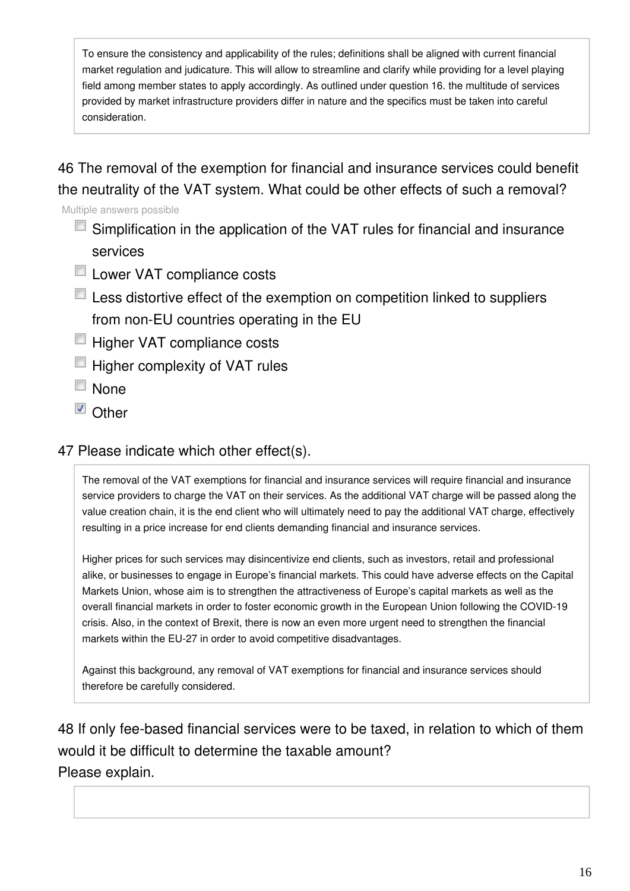To ensure the consistency and applicability of the rules; definitions shall be aligned with current financial market regulation and judicature. This will allow to streamline and clarify while providing for a level playing field among member states to apply accordingly. As outlined under question 16. the multitude of services provided by market infrastructure providers differ in nature and the specifics must be taken into careful consideration.

## 46 The removal of the exemption for financial and insurance services could benefit the neutrality of the VAT system. What could be other effects of such a removal?

Multiple answers possible

- [ ] Simplification in the application of the VAT rules for financial and insurance services
- [ ] Lower VAT compliance costs
- [ ] Less distortive effect of the exemption on competition linked to suppliers from non-EU countries operating in the EU
- [ ] Higher VAT compliance costs
- [ ] Higher complexity of VAT rules
- [ ] None
- [x] Other

## 47 Please indicate which other effect(s).

The removal of the VAT exemptions for financial and insurance services will require financial and insurance service providers to charge the VAT on their services. As the additional VAT charge will be passed along the value creation chain, it is the end client who will ultimately need to pay the additional VAT charge, effectively resulting in a price increase for end clients demanding financial and insurance services.

Higher prices for such services may disincentivize end clients, such as investors, retail and professional alike, or businesses to engage in Europe's financial markets. This could have adverse effects on the Capital Markets Union, whose aim is to strengthen the attractiveness of Europe's capital markets as well as the overall financial markets in order to foster economic growth in the European Union following the COVID-19 crisis. Also, in the context of Brexit, there is now an even more urgent need to strengthen the financial markets within the EU-27 in order to avoid competitive disadvantages.

Against this background, any removal of VAT exemptions for financial and insurance services should therefore be carefully considered.

## 48 If only fee-based financial services were to be taxed, in relation to which of them would it be difficult to determine the taxable amount?

Please explain.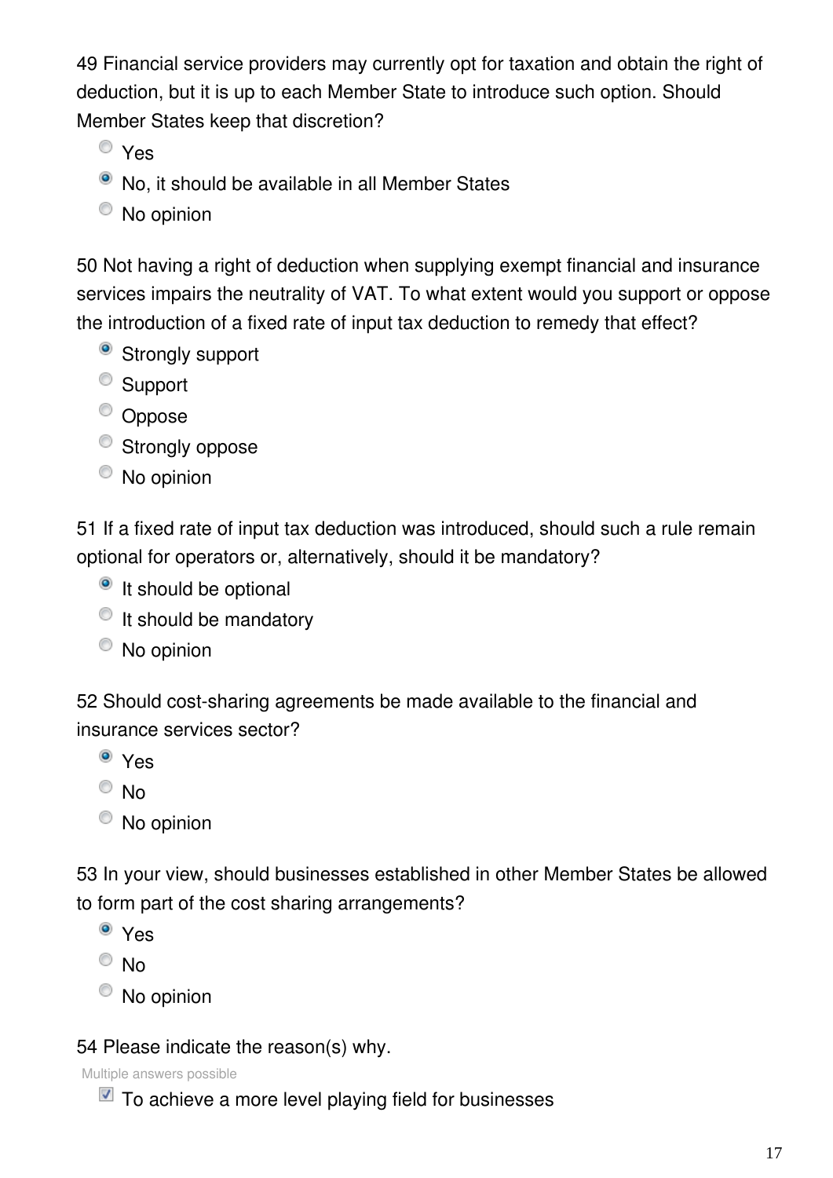49 Financial service providers may currently opt for taxation and obtain the right of deduction, but it is up to each Member State to introduce such option. Should Member States keep that discretion?

- ○ Yes
- ● No, it should be available in all Member States
- ○ No opinion

50 Not having a right of deduction when supplying exempt financial and insurance services impairs the neutrality of VAT. To what extent would you support or oppose the introduction of a fixed rate of input tax deduction to remedy that effect?

- ● Strongly support
- ○ Support
- ○ Oppose
- ○ Strongly oppose
- ○ No opinion

51 If a fixed rate of input tax deduction was introduced, should such a rule remain optional for operators or, alternatively, should it be mandatory?

- ● It should be optional
- ○ It should be mandatory
- ○ No opinion

52 Should cost-sharing agreements be made available to the financial and insurance services sector?

- ● Yes
- ○ No
- ○ No opinion

53 In your view, should businesses established in other Member States be allowed to form part of the cost sharing arrangements?

- ● Yes
- ○ No
- ○ No opinion

54 Please indicate the reason(s) why.

Multiple answers possible

- [x] To achieve a more level playing field for businesses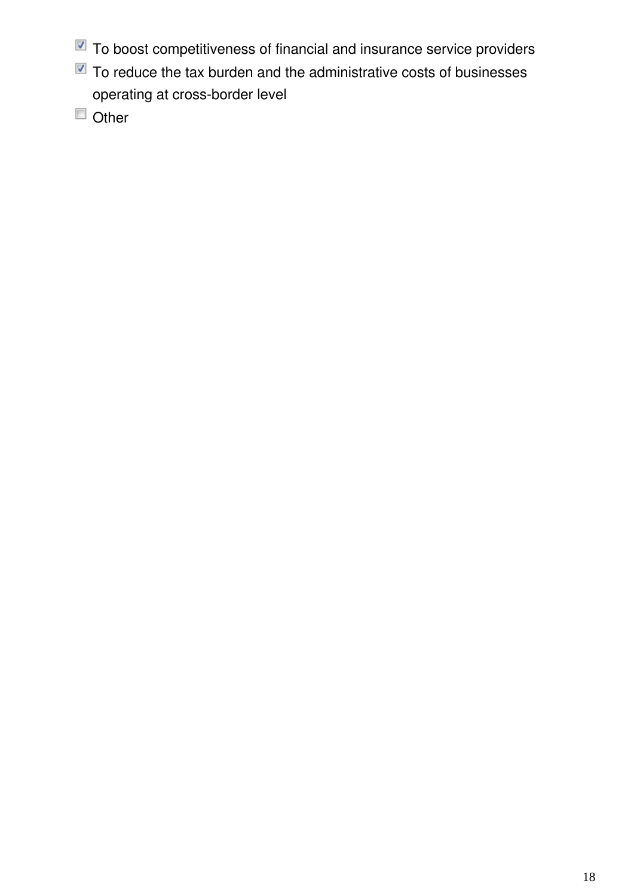- [x] To boost competitiveness of financial and insurance service providers
- [x] To reduce the tax burden and the administrative costs of businesses operating at cross-border level
- [ ] Other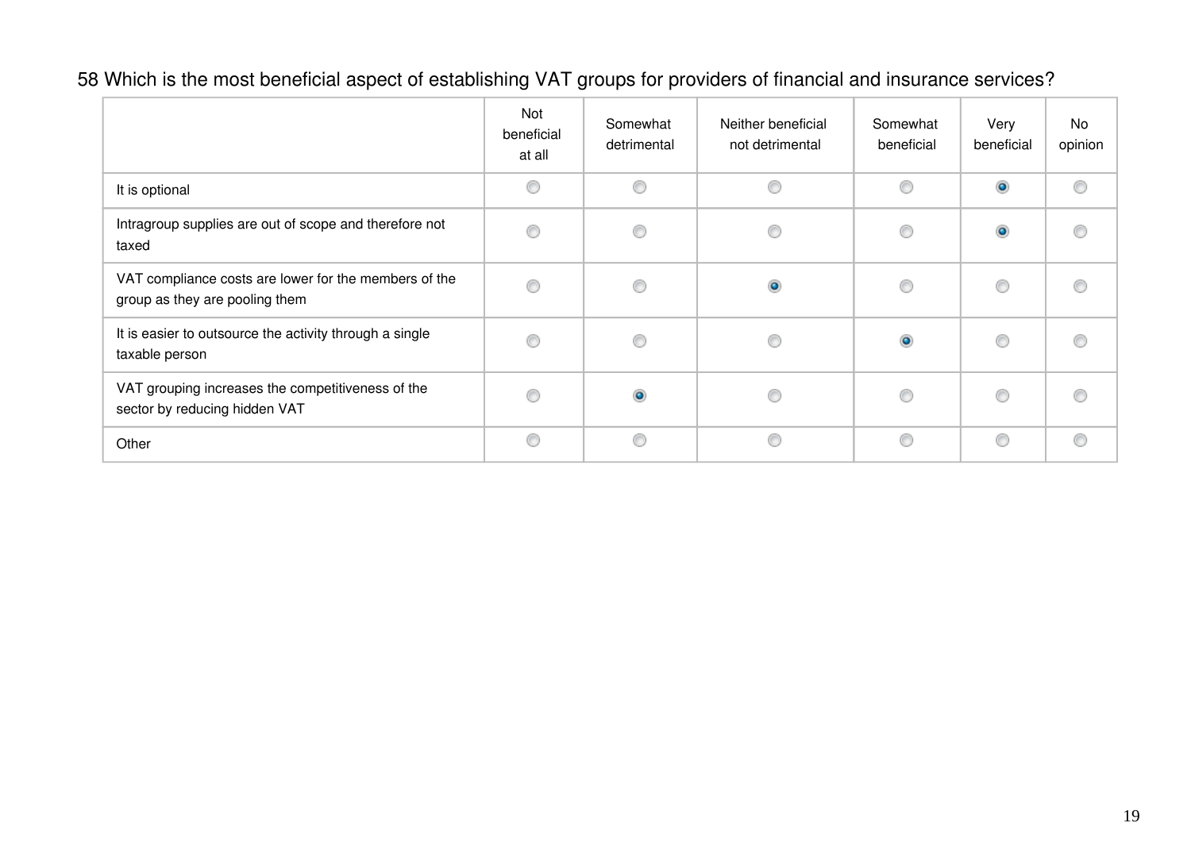58 Which is the most beneficial aspect of establishing VAT groups for providers of financial and insurance services?

| | Not beneficial at all | Somewhat detrimental | Neither beneficial not detrimental | Somewhat beneficial | Very beneficial | No opinion |
|---|---|---|---|---|---|---|
| It is optional | ○ | ○ | ○ | ○ | ● | ○ |
| Intragroup supplies are out of scope and therefore not taxed | ○ | ○ | ○ | ○ | ● | ○ |
| VAT compliance costs are lower for the members of the group as they are pooling them | ○ | ○ | ● | ○ | ○ | ○ |
| It is easier to outsource the activity through a single taxable person | ○ | ○ | ○ | ● | ○ | ○ |
| VAT grouping increases the competitiveness of the sector by reducing hidden VAT | ○ | ● | ○ | ○ | ○ | ○ |
| Other | ○ | ○ | ○ | ○ | ○ | ○ |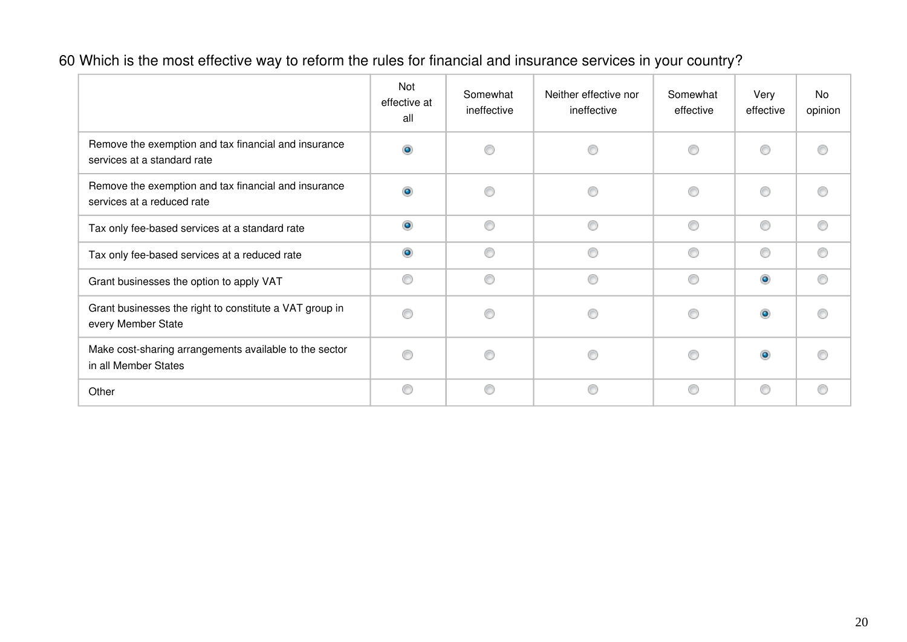60 Which is the most effective way to reform the rules for financial and insurance services in your country?

| | Not effective at all | Somewhat ineffective | Neither effective nor ineffective | Somewhat effective | Very effective | No opinion |
|---|---|---|---|---|---|---|
| Remove the exemption and tax financial and insurance services at a standard rate | ◉ | ○ | ○ | ○ | ○ | ○ |
| Remove the exemption and tax financial and insurance services at a reduced rate | ◉ | ○ | ○ | ○ | ○ | ○ |
| Tax only fee-based services at a standard rate | ◉ | ○ | ○ | ○ | ○ | ○ |
| Tax only fee-based services at a reduced rate | ◉ | ○ | ○ | ○ | ○ | ○ |
| Grant businesses the option to apply VAT | ○ | ○ | ○ | ○ | ◉ | ○ |
| Grant businesses the right to constitute a VAT group in every Member State | ○ | ○ | ○ | ○ | ◉ | ○ |
| Make cost-sharing arrangements available to the sector in all Member States | ○ | ○ | ○ | ○ | ◉ | ○ |
| Other | ○ | ○ | ○ | ○ | ○ | ○ |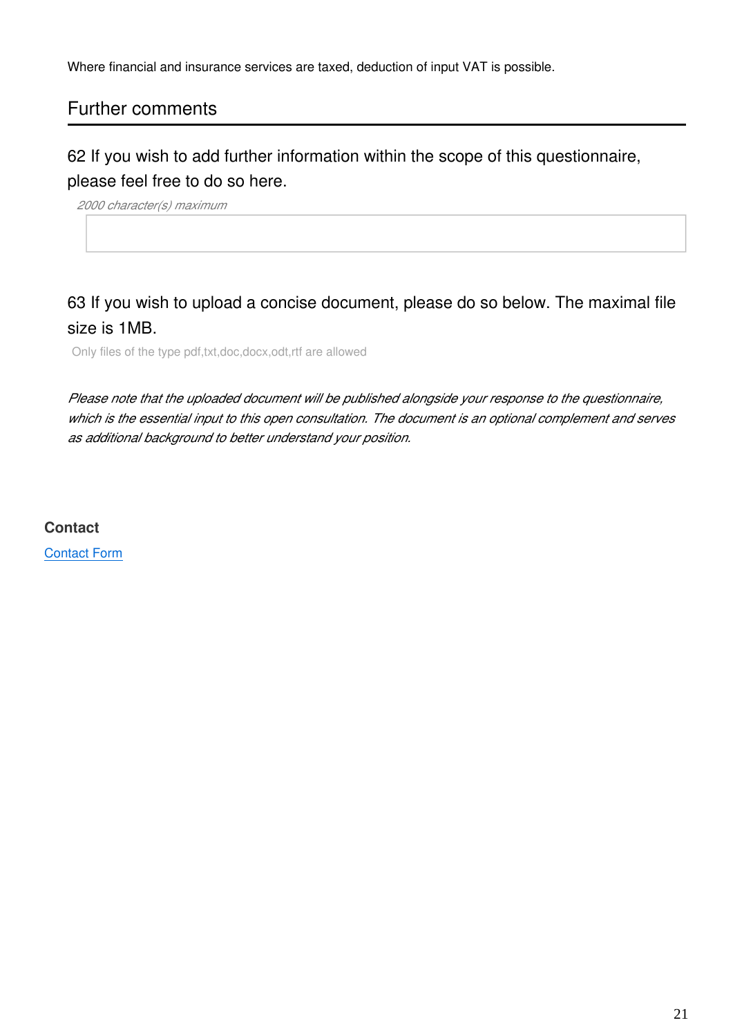Where financial and insurance services are taxed, deduction of input VAT is possible.

## Further comments

62 If you wish to add further information within the scope of this questionnaire, please feel free to do so here.

*2000 character(s) maximum*

63 If you wish to upload a concise document, please do so below. The maximal file size is 1MB.

Only files of the type pdf,txt,doc,docx,odt,rtf are allowed

*Please note that the uploaded document will be published alongside your response to the questionnaire, which is the essential input to this open consultation. The document is an optional complement and serves as additional background to better understand your position.*

**Contact**

Contact Form